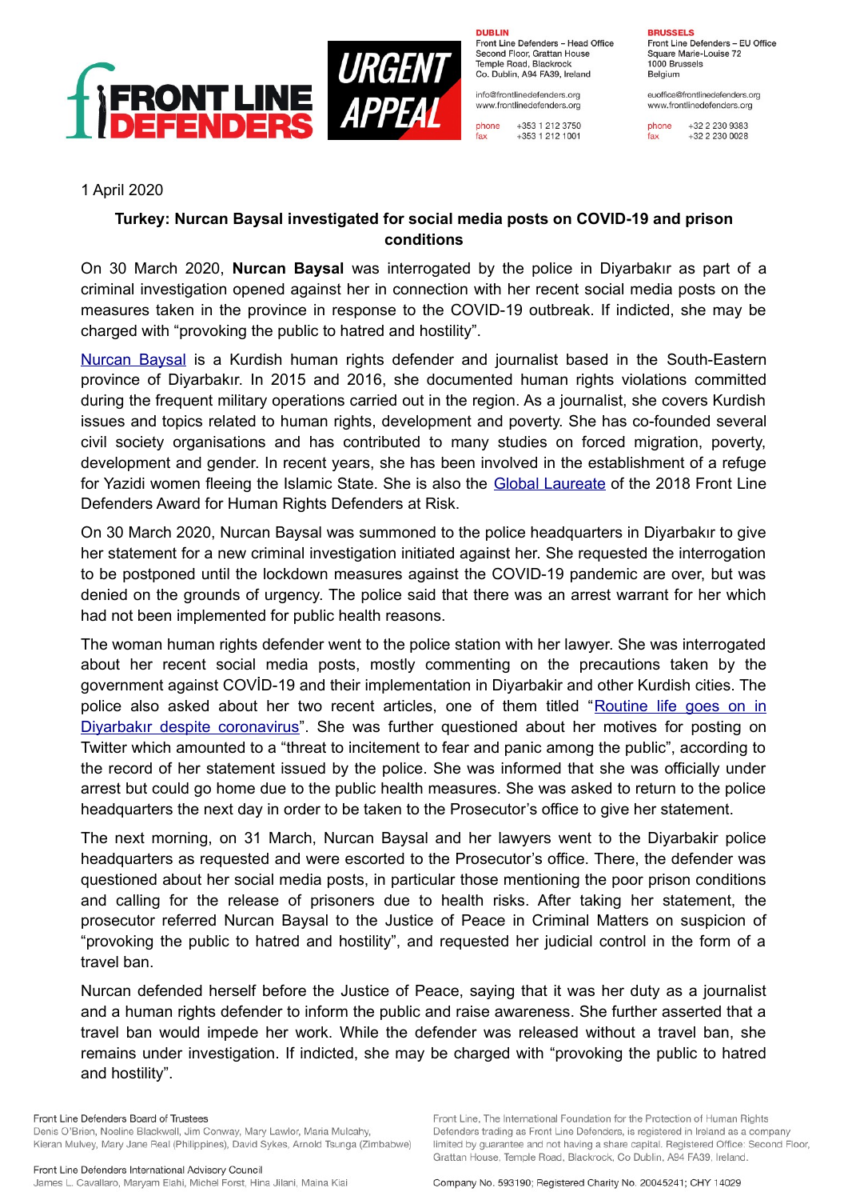FRONT LINE DEFENDERS

URGENT APPEAL

**DUBLIN**
Front Line Defenders – Head Office
Second Floor, Grattan House
Temple Road, Blackrock
Co. Dublin, A94 FA39, Ireland

info@frontlinedefenders.org
www.frontlinedefenders.org

phone +353 1 212 3750
fax +353 1 212 1001

**BRUSSELS**
Front Line Defenders – EU Office
Square Marie-Louise 72
1000 Brussels
Belgium

euoffice@frontlinedefenders.org
www.frontlinedefenders.org

phone +32 2 230 9383
fax +32 2 230 0028

1 April 2020

**Turkey: Nurcan Baysal investigated for social media posts on COVID-19 and prison conditions**

On 30 March 2020, **Nurcan Baysal** was interrogated by the police in Diyarbakır as part of a criminal investigation opened against her in connection with her recent social media posts on the measures taken in the province in response to the COVID-19 outbreak. If indicted, she may be charged with "provoking the public to hatred and hostility".

[Nurcan Baysal](#) is a Kurdish human rights defender and journalist based in the South-Eastern province of Diyarbakır. In 2015 and 2016, she documented human rights violations committed during the frequent military operations carried out in the region. As a journalist, she covers Kurdish issues and topics related to human rights, development and poverty. She has co-founded several civil society organisations and has contributed to many studies on forced migration, poverty, development and gender. In recent years, she has been involved in the establishment of a refuge for Yazidi women fleeing the Islamic State. She is also the [Global Laureate](#) of the 2018 Front Line Defenders Award for Human Rights Defenders at Risk.

On 30 March 2020, Nurcan Baysal was summoned to the police headquarters in Diyarbakır to give her statement for a new criminal investigation initiated against her. She requested the interrogation to be postponed until the lockdown measures against the COVID-19 pandemic are over, but was denied on the grounds of urgency. The police said that there was an arrest warrant for her which had not been implemented for public health reasons.

The woman human rights defender went to the police station with her lawyer. She was interrogated about her recent social media posts, mostly commenting on the precautions taken by the government against COVİD-19 and their implementation in Diyarbakir and other Kurdish cities. The police also asked about her two recent articles, one of them titled "[Routine life goes on in Diyarbakır despite coronavirus](#)". She was further questioned about her motives for posting on Twitter which amounted to a "threat to incitement to fear and panic among the public", according to the record of her statement issued by the police. She was informed that she was officially under arrest but could go home due to the public health measures. She was asked to return to the police headquarters the next day in order to be taken to the Prosecutor's office to give her statement.

The next morning, on 31 March, Nurcan Baysal and her lawyers went to the Diyarbakir police headquarters as requested and were escorted to the Prosecutor's office. There, the defender was questioned about her social media posts, in particular those mentioning the poor prison conditions and calling for the release of prisoners due to health risks. After taking her statement, the prosecutor referred Nurcan Baysal to the Justice of Peace in Criminal Matters on suspicion of "provoking the public to hatred and hostility", and requested her judicial control in the form of a travel ban.

Nurcan defended herself before the Justice of Peace, saying that it was her duty as a journalist and a human rights defender to inform the public and raise awareness. She further asserted that a travel ban would impede her work. While the defender was released without a travel ban, she remains under investigation. If indicted, she may be charged with "provoking the public to hatred and hostility".

Front Line Defenders Board of Trustees
Denis O'Brien, Noeline Blackwell, Jim Conway, Mary Lawlor, Maria Mulcahy, Kieran Mulvey, Mary Jane Real (Philippines), David Sykes, Arnold Tsunga (Zimbabwe)

Front Line Defenders International Advisory Council
James L. Cavallaro, Maryam Elahi, Michel Forst, Hina Jilani, Maina Kiai

Front Line, The International Foundation for the Protection of Human Rights Defenders trading as Front Line Defenders, is registered in Ireland as a company limited by guarantee and not having a share capital. Registered Office: Second Floor, Grattan House, Temple Road, Blackrock, Co Dublin, A94 FA39, Ireland.

Company No. 593190; Registered Charity No. 20045241; CHY 14029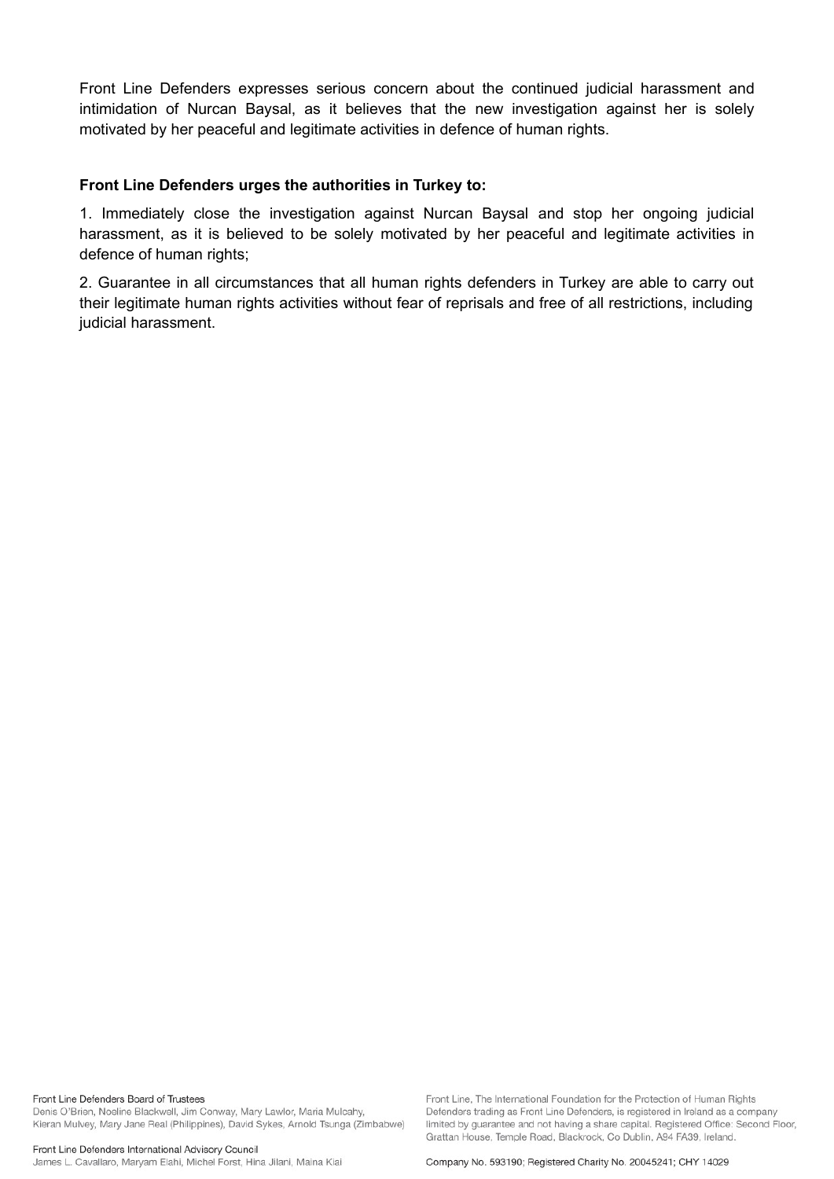Front Line Defenders expresses serious concern about the continued judicial harassment and intimidation of Nurcan Baysal, as it believes that the new investigation against her is solely motivated by her peaceful and legitimate activities in defence of human rights.

**Front Line Defenders urges the authorities in Turkey to:**

1. Immediately close the investigation against Nurcan Baysal and stop her ongoing judicial harassment, as it is believed to be solely motivated by her peaceful and legitimate activities in defence of human rights;

2. Guarantee in all circumstances that all human rights defenders in Turkey are able to carry out their legitimate human rights activities without fear of reprisals and free of all restrictions, including judicial harassment.